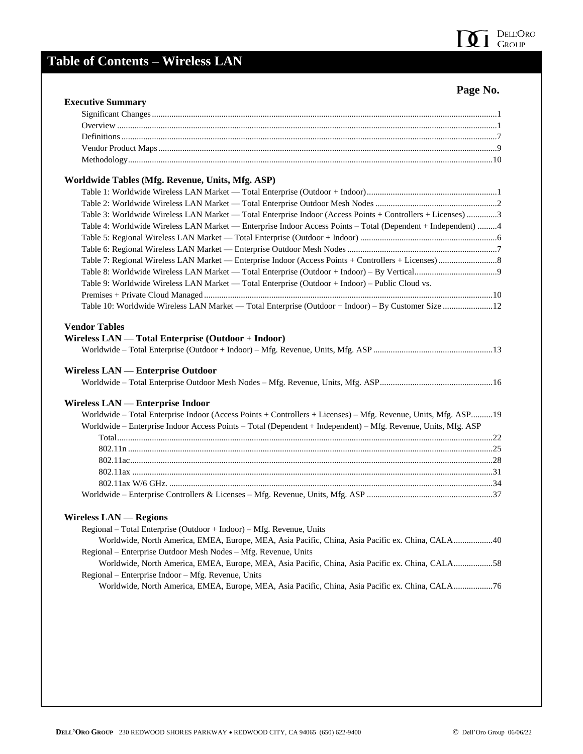# Table of Contents – Wireless LAN

**Page No.**

**Executive Summary**

- Significant Changes ........ 1
- Overview ........ 1
- Definitions ........ 7
- Vendor Product Maps ........ 9
- Methodology ........ 10

**Worldwide Tables (Mfg. Revenue, Units, Mfg. ASP)**

- Table 1: Worldwide Wireless LAN Market — Total Enterprise (Outdoor + Indoor) ........ 1
- Table 2: Worldwide Wireless LAN Market — Total Enterprise Outdoor Mesh Nodes ........ 2
- Table 3: Worldwide Wireless LAN Market — Total Enterprise Indoor (Access Points + Controllers + Licenses) ........ 3
- Table 4: Worldwide Wireless LAN Market — Enterprise Indoor Access Points – Total (Dependent + Independent) ........ 4
- Table 5: Regional Wireless LAN Market — Total Enterprise (Outdoor + Indoor) ........ 6
- Table 6: Regional Wireless LAN Market — Enterprise Outdoor Mesh Nodes ........ 7
- Table 7: Regional Wireless LAN Market — Enterprise Indoor (Access Points + Controllers + Licenses) ........ 8
- Table 8: Worldwide Wireless LAN Market — Total Enterprise (Outdoor + Indoor) – By Vertical ........ 9
- Table 9: Worldwide Wireless LAN Market — Total Enterprise (Outdoor + Indoor) – Public Cloud vs. Premises + Private Cloud Managed ........ 10
- Table 10: Worldwide Wireless LAN Market — Total Enterprise (Outdoor + Indoor) – By Customer Size ........ 12

**Vendor Tables**

**Wireless LAN — Total Enterprise (Outdoor + Indoor)**

- Worldwide – Total Enterprise (Outdoor + Indoor) – Mfg. Revenue, Units, Mfg. ASP ........ 13

**Wireless LAN — Enterprise Outdoor**

- Worldwide – Total Enterprise Outdoor Mesh Nodes – Mfg. Revenue, Units, Mfg. ASP ........ 16

**Wireless LAN — Enterprise Indoor**

- Worldwide – Total Enterprise Indoor (Access Points + Controllers + Licenses) – Mfg. Revenue, Units, Mfg. ASP ........ 19
- Worldwide – Enterprise Indoor Access Points – Total (Dependent + Independent) – Mfg. Revenue, Units, Mfg. ASP
  - Total ........ 22
  - 802.11n ........ 25
  - 802.11ac ........ 28
  - 802.11ax ........ 31
  - 802.11ax W/6 GHz. ........ 34
- Worldwide – Enterprise Controllers & Licenses – Mfg. Revenue, Units, Mfg. ASP ........ 37

**Wireless LAN — Regions**

- Regional – Total Enterprise (Outdoor + Indoor) – Mfg. Revenue, Units
  - Worldwide, North America, EMEA, Europe, MEA, Asia Pacific, China, Asia Pacific ex. China, CALA ........ 40
- Regional – Enterprise Outdoor Mesh Nodes – Mfg. Revenue, Units
  - Worldwide, North America, EMEA, Europe, MEA, Asia Pacific, China, Asia Pacific ex. China, CALA ........ 58
- Regional – Enterprise Indoor – Mfg. Revenue, Units
  - Worldwide, North America, EMEA, Europe, MEA, Asia Pacific, China, Asia Pacific ex. China, CALA ........ 76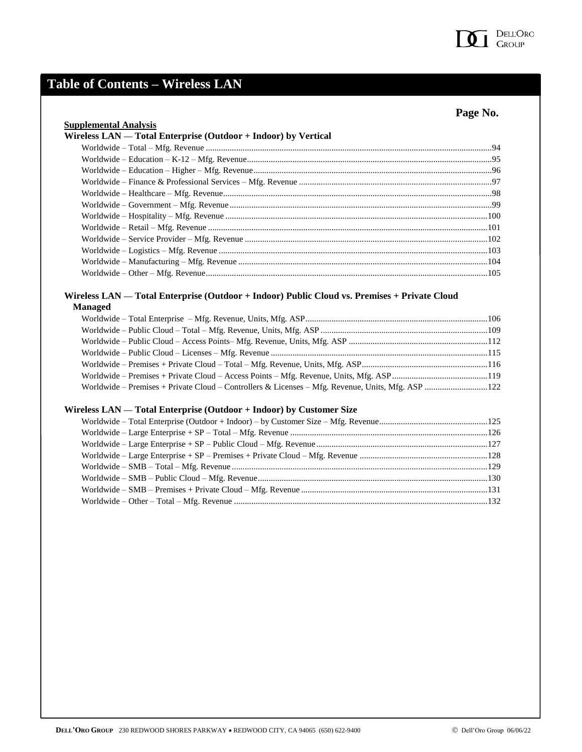# Table of Contents – Wireless LAN

**Page No.**

**Supplemental Analysis**

### Wireless LAN — Total Enterprise (Outdoor + Indoor) by Vertical

- Worldwide – Total – Mfg. Revenue ....94
- Worldwide – Education – K-12 – Mfg. Revenue....95
- Worldwide – Education – Higher – Mfg. Revenue....96
- Worldwide – Finance & Professional Services – Mfg. Revenue ....97
- Worldwide – Healthcare – Mfg. Revenue....98
- Worldwide – Government – Mfg. Revenue....99
- Worldwide – Hospitality – Mfg. Revenue ....100
- Worldwide – Retail – Mfg. Revenue ....101
- Worldwide – Service Provider – Mfg. Revenue ....102
- Worldwide – Logistics – Mfg. Revenue ....103
- Worldwide – Manufacturing – Mfg. Revenue ....104
- Worldwide – Other – Mfg. Revenue....105

### Wireless LAN — Total Enterprise (Outdoor + Indoor) Public Cloud vs. Premises + Private Cloud Managed

- Worldwide – Total Enterprise – Mfg. Revenue, Units, Mfg. ASP....106
- Worldwide – Public Cloud – Total – Mfg. Revenue, Units, Mfg. ASP ....109
- Worldwide – Public Cloud – Access Points– Mfg. Revenue, Units, Mfg. ASP ....112
- Worldwide – Public Cloud – Licenses – Mfg. Revenue ....115
- Worldwide – Premises + Private Cloud – Total – Mfg. Revenue, Units, Mfg. ASP....116
- Worldwide – Premises + Private Cloud – Access Points – Mfg. Revenue, Units, Mfg. ASP....119
- Worldwide – Premises + Private Cloud – Controllers & Licenses – Mfg. Revenue, Units, Mfg. ASP ....122

### Wireless LAN — Total Enterprise (Outdoor + Indoor) by Customer Size

- Worldwide – Total Enterprise (Outdoor + Indoor) – by Customer Size – Mfg. Revenue....125
- Worldwide – Large Enterprise + SP – Total – Mfg. Revenue ....126
- Worldwide – Large Enterprise + SP – Public Cloud – Mfg. Revenue....127
- Worldwide – Large Enterprise + SP – Premises + Private Cloud – Mfg. Revenue ....128
- Worldwide – SMB – Total – Mfg. Revenue....129
- Worldwide – SMB – Public Cloud – Mfg. Revenue....130
- Worldwide – SMB – Premises + Private Cloud – Mfg. Revenue ....131
- Worldwide – Other – Total – Mfg. Revenue ....132